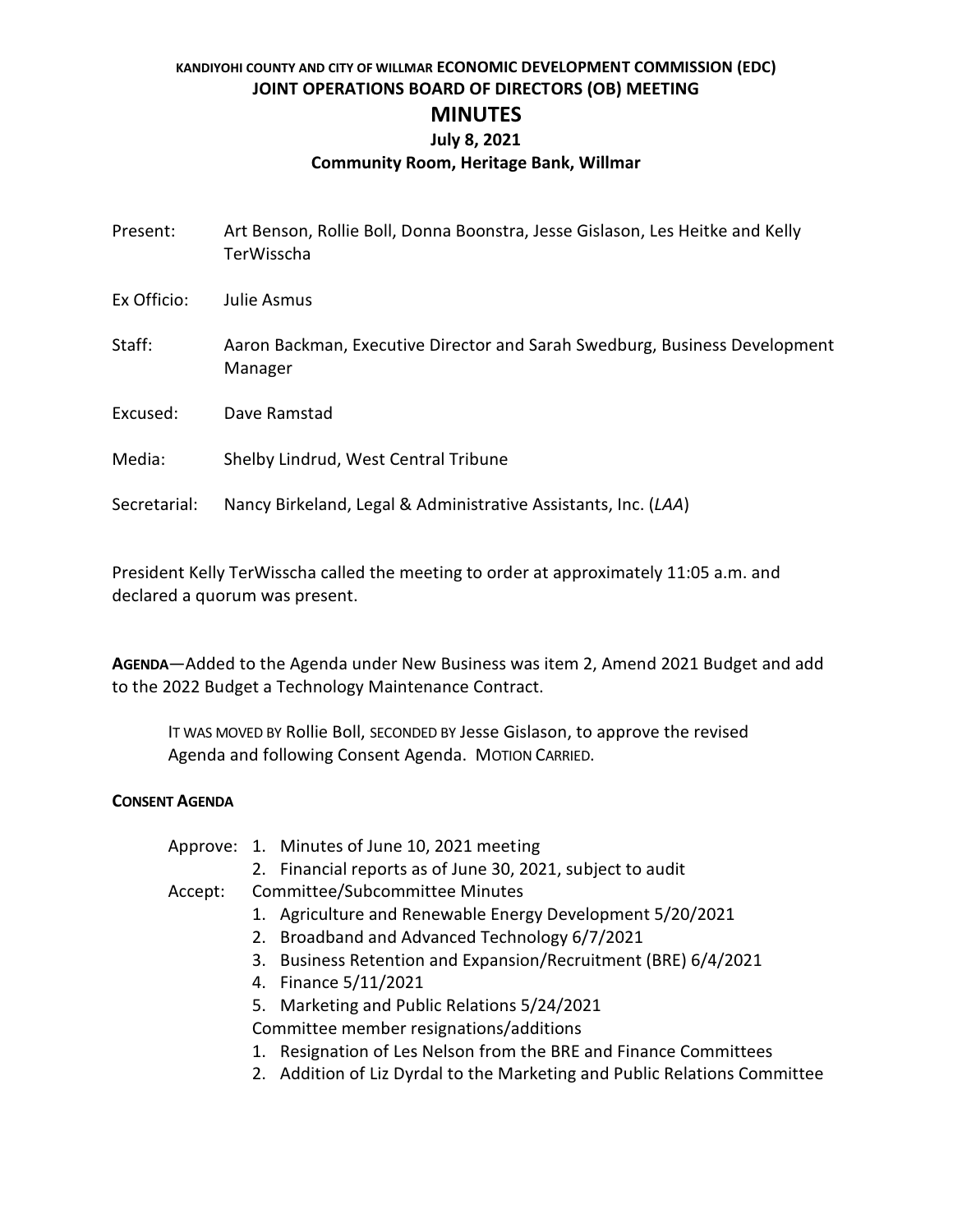**KANDIYOHI COUNTY AND CITY OF WILLMAR ECONOMIC DEVELOPMENT COMMISSION (EDC)**
**JOINT OPERATIONS BOARD OF DIRECTORS (OB) MEETING**

# MINUTES

**July 8, 2021**
**Community Room, Heritage Bank, Willmar**

Present: Art Benson, Rollie Boll, Donna Boonstra, Jesse Gislason, Les Heitke and Kelly TerWisscha

Ex Officio: Julie Asmus

Staff: Aaron Backman, Executive Director and Sarah Swedburg, Business Development Manager

Excused: Dave Ramstad

Media: Shelby Lindrud, West Central Tribune

Secretarial: Nancy Birkeland, Legal & Administrative Assistants, Inc. (*LAA*)

President Kelly TerWisscha called the meeting to order at approximately 11:05 a.m. and declared a quorum was present.

**AGENDA**—Added to the Agenda under New Business was item 2, Amend 2021 Budget and add to the 2022 Budget a Technology Maintenance Contract.

> IT WAS MOVED BY Rollie Boll, SECONDED BY Jesse Gislason, to approve the revised Agenda and following Consent Agenda. MOTION CARRIED.

**CONSENT AGENDA**

Approve:
1. Minutes of June 10, 2021 meeting
2. Financial reports as of June 30, 2021, subject to audit

Accept: Committee/Subcommittee Minutes
1. Agriculture and Renewable Energy Development 5/20/2021
2. Broadband and Advanced Technology 6/7/2021
3. Business Retention and Expansion/Recruitment (BRE) 6/4/2021
4. Finance 5/11/2021
5. Marketing and Public Relations 5/24/2021

Committee member resignations/additions
1. Resignation of Les Nelson from the BRE and Finance Committees
2. Addition of Liz Dyrdal to the Marketing and Public Relations Committee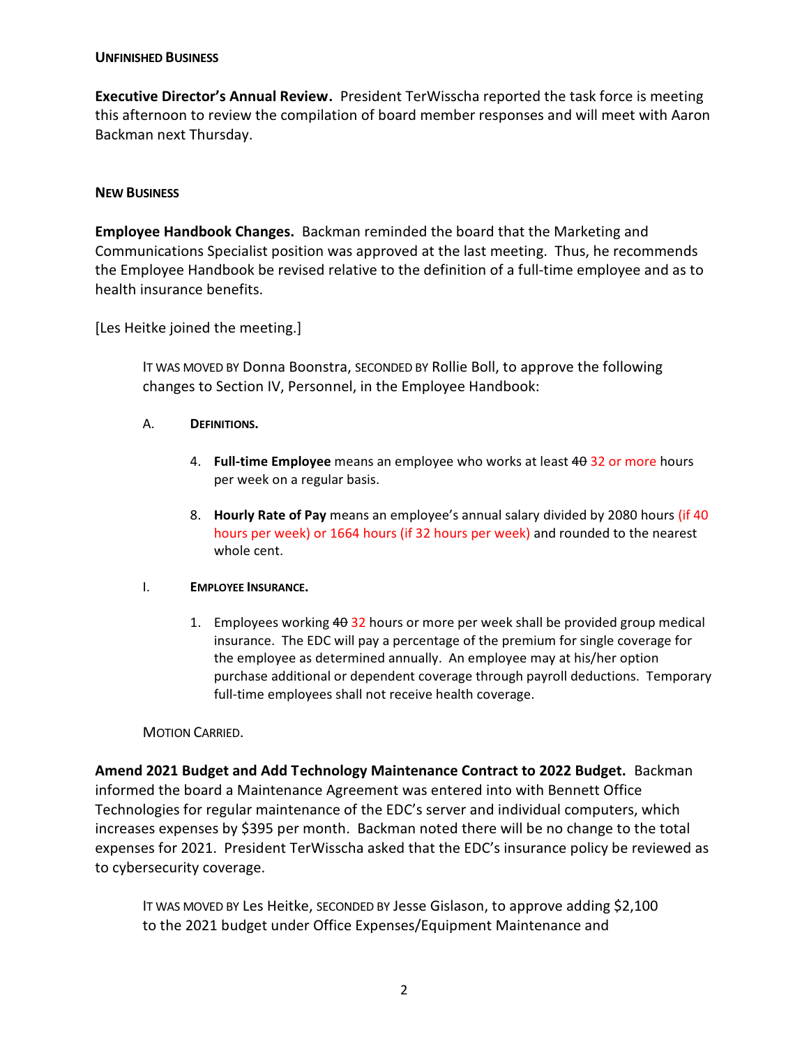**UNFINISHED BUSINESS**

**Executive Director's Annual Review.** President TerWisscha reported the task force is meeting this afternoon to review the compilation of board member responses and will meet with Aaron Backman next Thursday.

**NEW BUSINESS**

**Employee Handbook Changes.** Backman reminded the board that the Marketing and Communications Specialist position was approved at the last meeting. Thus, he recommends the Employee Handbook be revised relative to the definition of a full-time employee and as to health insurance benefits.

[Les Heitke joined the meeting.]

> IT WAS MOVED BY Donna Boonstra, SECONDED BY Rollie Boll, to approve the following changes to Section IV, Personnel, in the Employee Handbook:
>
> A. **DEFINITIONS.**
>
> 4. **Full-time Employee** means an employee who works at least ~~40~~ 32 or more hours per week on a regular basis.
>
> 8. **Hourly Rate of Pay** means an employee's annual salary divided by 2080 hours (if 40 hours per week) or 1664 hours (if 32 hours per week) and rounded to the nearest whole cent.
>
> I. **EMPLOYEE INSURANCE.**
>
> 1. Employees working ~~40~~ 32 hours or more per week shall be provided group medical insurance. The EDC will pay a percentage of the premium for single coverage for the employee as determined annually. An employee may at his/her option purchase additional or dependent coverage through payroll deductions. Temporary full-time employees shall not receive health coverage.
>
> MOTION CARRIED.

**Amend 2021 Budget and Add Technology Maintenance Contract to 2022 Budget.** Backman informed the board a Maintenance Agreement was entered into with Bennett Office Technologies for regular maintenance of the EDC's server and individual computers, which increases expenses by $395 per month. Backman noted there will be no change to the total expenses for 2021. President TerWisscha asked that the EDC's insurance policy be reviewed as to cybersecurity coverage.

> IT WAS MOVED BY Les Heitke, SECONDED BY Jesse Gislason, to approve adding $2,100 to the 2021 budget under Office Expenses/Equipment Maintenance and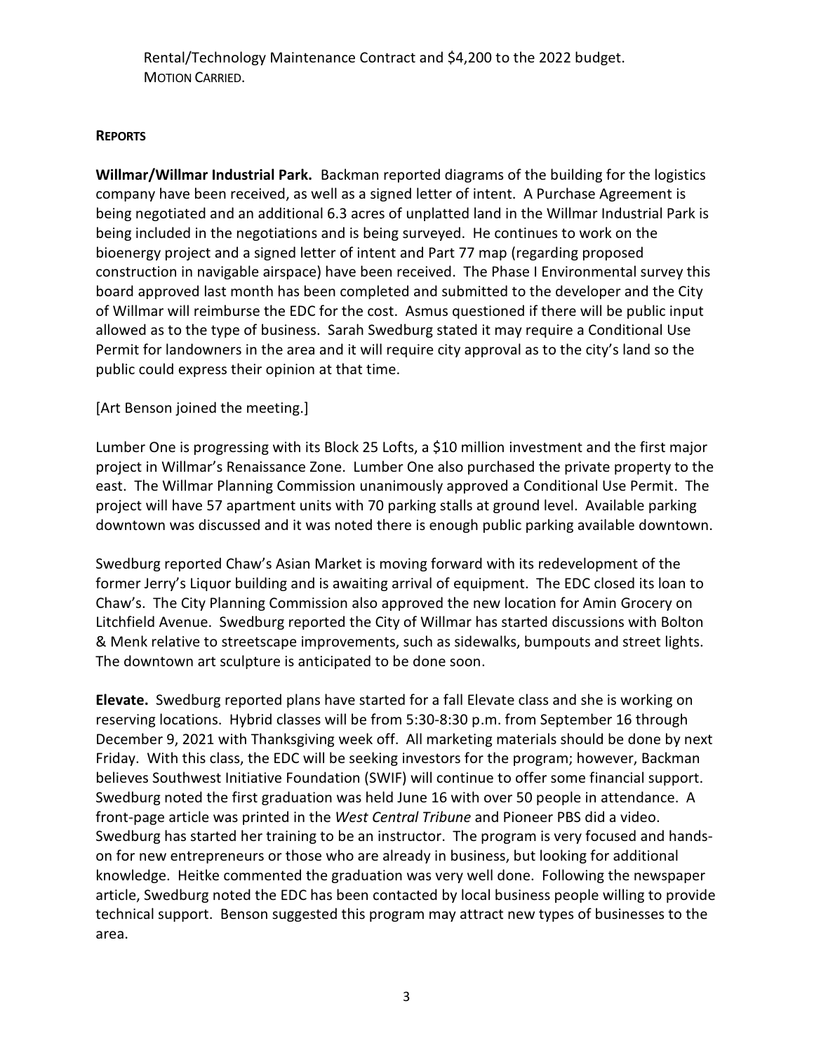Rental/Technology Maintenance Contract and $4,200 to the 2022 budget. MOTION CARRIED.

**REPORTS**

**Willmar/Willmar Industrial Park.** Backman reported diagrams of the building for the logistics company have been received, as well as a signed letter of intent. A Purchase Agreement is being negotiated and an additional 6.3 acres of unplatted land in the Willmar Industrial Park is being included in the negotiations and is being surveyed. He continues to work on the bioenergy project and a signed letter of intent and Part 77 map (regarding proposed construction in navigable airspace) have been received. The Phase I Environmental survey this board approved last month has been completed and submitted to the developer and the City of Willmar will reimburse the EDC for the cost. Asmus questioned if there will be public input allowed as to the type of business. Sarah Swedburg stated it may require a Conditional Use Permit for landowners in the area and it will require city approval as to the city's land so the public could express their opinion at that time.

[Art Benson joined the meeting.]

Lumber One is progressing with its Block 25 Lofts, a $10 million investment and the first major project in Willmar's Renaissance Zone. Lumber One also purchased the private property to the east. The Willmar Planning Commission unanimously approved a Conditional Use Permit. The project will have 57 apartment units with 70 parking stalls at ground level. Available parking downtown was discussed and it was noted there is enough public parking available downtown.

Swedburg reported Chaw's Asian Market is moving forward with its redevelopment of the former Jerry's Liquor building and is awaiting arrival of equipment. The EDC closed its loan to Chaw's. The City Planning Commission also approved the new location for Amin Grocery on Litchfield Avenue. Swedburg reported the City of Willmar has started discussions with Bolton & Menk relative to streetscape improvements, such as sidewalks, bumpouts and street lights. The downtown art sculpture is anticipated to be done soon.

**Elevate.** Swedburg reported plans have started for a fall Elevate class and she is working on reserving locations. Hybrid classes will be from 5:30-8:30 p.m. from September 16 through December 9, 2021 with Thanksgiving week off. All marketing materials should be done by next Friday. With this class, the EDC will be seeking investors for the program; however, Backman believes Southwest Initiative Foundation (SWIF) will continue to offer some financial support. Swedburg noted the first graduation was held June 16 with over 50 people in attendance. A front-page article was printed in the *West Central Tribune* and Pioneer PBS did a video. Swedburg has started her training to be an instructor. The program is very focused and hands-on for new entrepreneurs or those who are already in business, but looking for additional knowledge. Heitke commented the graduation was very well done. Following the newspaper article, Swedburg noted the EDC has been contacted by local business people willing to provide technical support. Benson suggested this program may attract new types of businesses to the area.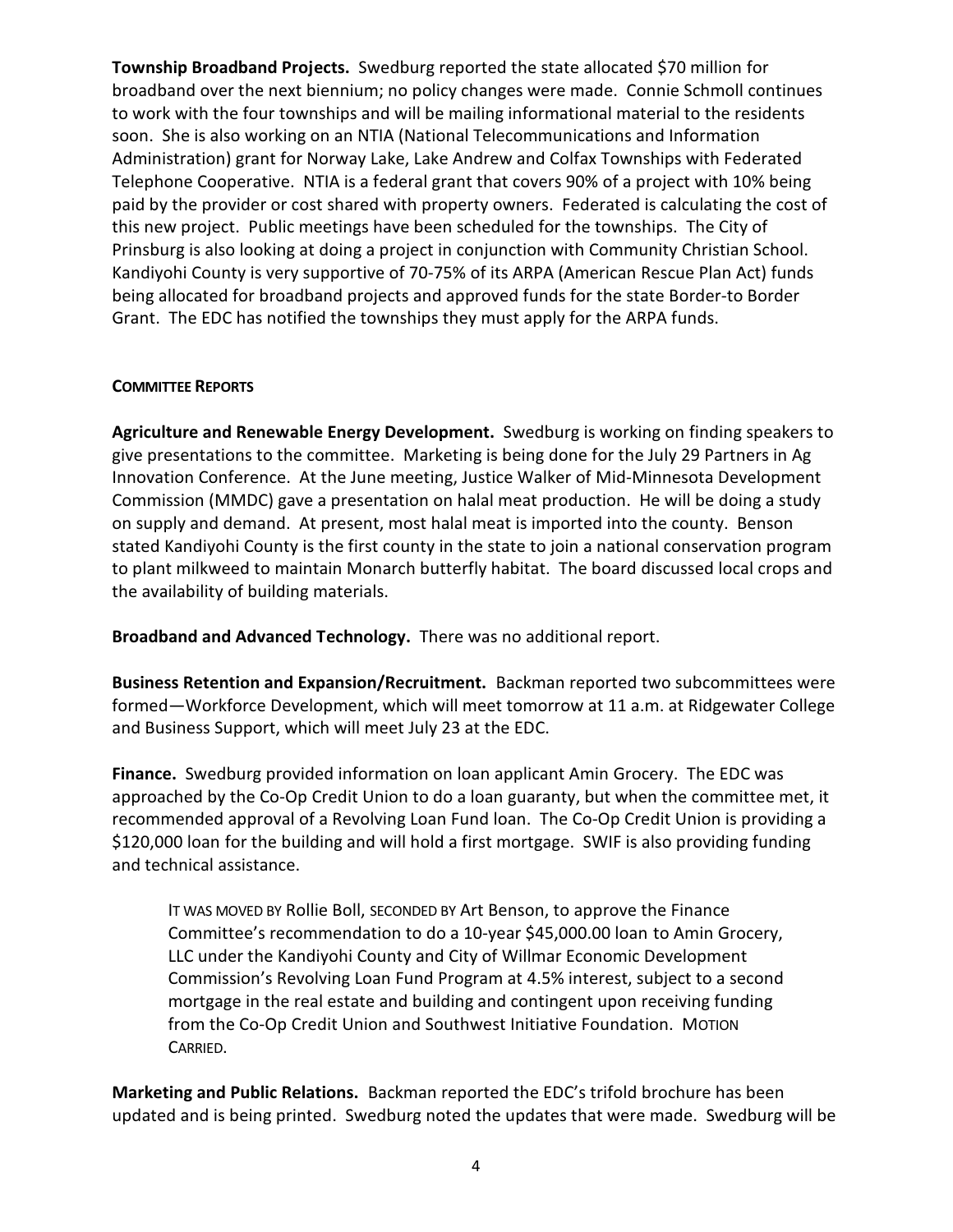**Township Broadband Projects.** Swedburg reported the state allocated $70 million for broadband over the next biennium; no policy changes were made. Connie Schmoll continues to work with the four townships and will be mailing informational material to the residents soon. She is also working on an NTIA (National Telecommunications and Information Administration) grant for Norway Lake, Lake Andrew and Colfax Townships with Federated Telephone Cooperative. NTIA is a federal grant that covers 90% of a project with 10% being paid by the provider or cost shared with property owners. Federated is calculating the cost of this new project. Public meetings have been scheduled for the townships. The City of Prinsburg is also looking at doing a project in conjunction with Community Christian School. Kandiyohi County is very supportive of 70-75% of its ARPA (American Rescue Plan Act) funds being allocated for broadband projects and approved funds for the state Border-to Border Grant. The EDC has notified the townships they must apply for the ARPA funds.

**COMMITTEE REPORTS**

**Agriculture and Renewable Energy Development.** Swedburg is working on finding speakers to give presentations to the committee. Marketing is being done for the July 29 Partners in Ag Innovation Conference. At the June meeting, Justice Walker of Mid-Minnesota Development Commission (MMDC) gave a presentation on halal meat production. He will be doing a study on supply and demand. At present, most halal meat is imported into the county. Benson stated Kandiyohi County is the first county in the state to join a national conservation program to plant milkweed to maintain Monarch butterfly habitat. The board discussed local crops and the availability of building materials.

**Broadband and Advanced Technology.** There was no additional report.

**Business Retention and Expansion/Recruitment.** Backman reported two subcommittees were formed—Workforce Development, which will meet tomorrow at 11 a.m. at Ridgewater College and Business Support, which will meet July 23 at the EDC.

**Finance.** Swedburg provided information on loan applicant Amin Grocery. The EDC was approached by the Co-Op Credit Union to do a loan guaranty, but when the committee met, it recommended approval of a Revolving Loan Fund loan. The Co-Op Credit Union is providing a $120,000 loan for the building and will hold a first mortgage. SWIF is also providing funding and technical assistance.

> IT WAS MOVED BY Rollie Boll, SECONDED BY Art Benson, to approve the Finance Committee's recommendation to do a 10-year $45,000.00 loan to Amin Grocery, LLC under the Kandiyohi County and City of Willmar Economic Development Commission's Revolving Loan Fund Program at 4.5% interest, subject to a second mortgage in the real estate and building and contingent upon receiving funding from the Co-Op Credit Union and Southwest Initiative Foundation. MOTION CARRIED.

**Marketing and Public Relations.** Backman reported the EDC's trifold brochure has been updated and is being printed. Swedburg noted the updates that were made. Swedburg will be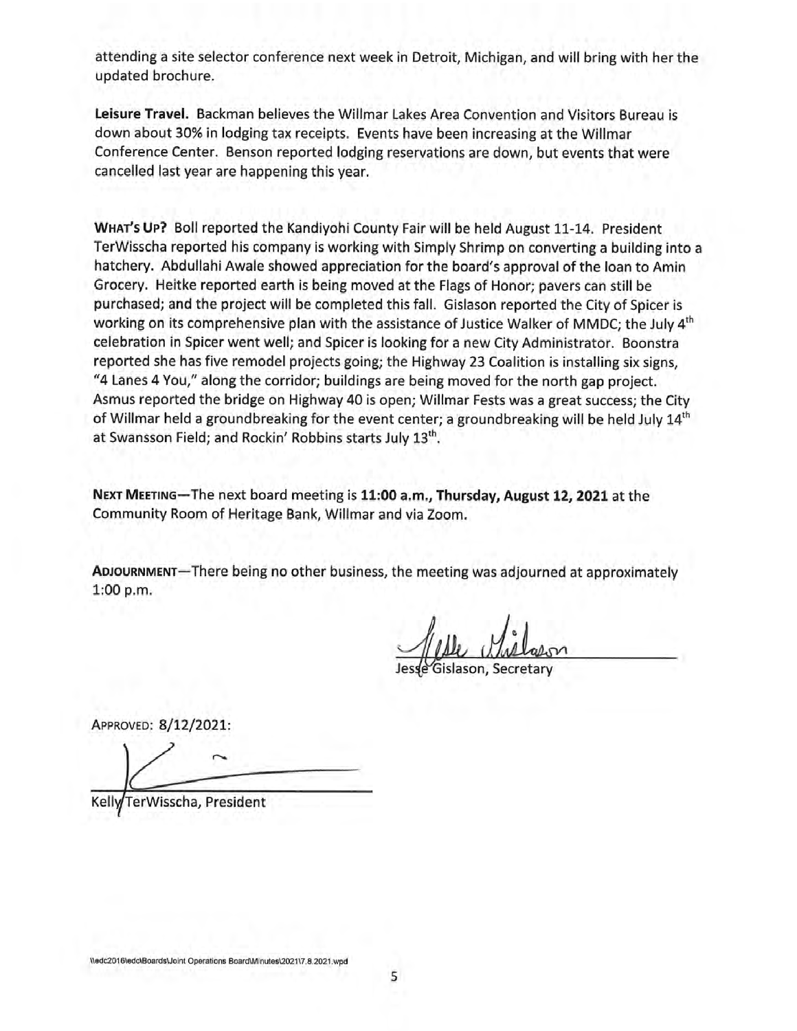attending a site selector conference next week in Detroit, Michigan, and will bring with her the updated brochure.

**Leisure Travel.** Backman believes the Willmar Lakes Area Convention and Visitors Bureau is down about 30% in lodging tax receipts. Events have been increasing at the Willmar Conference Center. Benson reported lodging reservations are down, but events that were cancelled last year are happening this year.

**WHAT'S UP?** Boll reported the Kandiyohi County Fair will be held August 11-14. President TerWisscha reported his company is working with Simply Shrimp on converting a building into a hatchery. Abdullahi Awale showed appreciation for the board's approval of the loan to Amin Grocery. Heitke reported earth is being moved at the Flags of Honor; pavers can still be purchased; and the project will be completed this fall. Gislason reported the City of Spicer is working on its comprehensive plan with the assistance of Justice Walker of MMDC; the July 4th celebration in Spicer went well; and Spicer is looking for a new City Administrator. Boonstra reported she has five remodel projects going; the Highway 23 Coalition is installing six signs, "4 Lanes 4 You," along the corridor; buildings are being moved for the north gap project. Asmus reported the bridge on Highway 40 is open; Willmar Fests was a great success; the City of Willmar held a groundbreaking for the event center; a groundbreaking will be held July 14th at Swansson Field; and Rockin' Robbins starts July 13th.

**NEXT MEETING**—The next board meeting is **11:00 a.m., Thursday, August 12, 2021** at the Community Room of Heritage Bank, Willmar and via Zoom.

**ADJOURNMENT**—There being no other business, the meeting was adjourned at approximately 1:00 p.m.

Jesse Gislason, Secretary

APPROVED: 8/12/2021:

Kelly TerWisscha, President

\\edc2016\edc\Boards\Joint Operations Board\Minutes\2021\7.8.2021.wpd